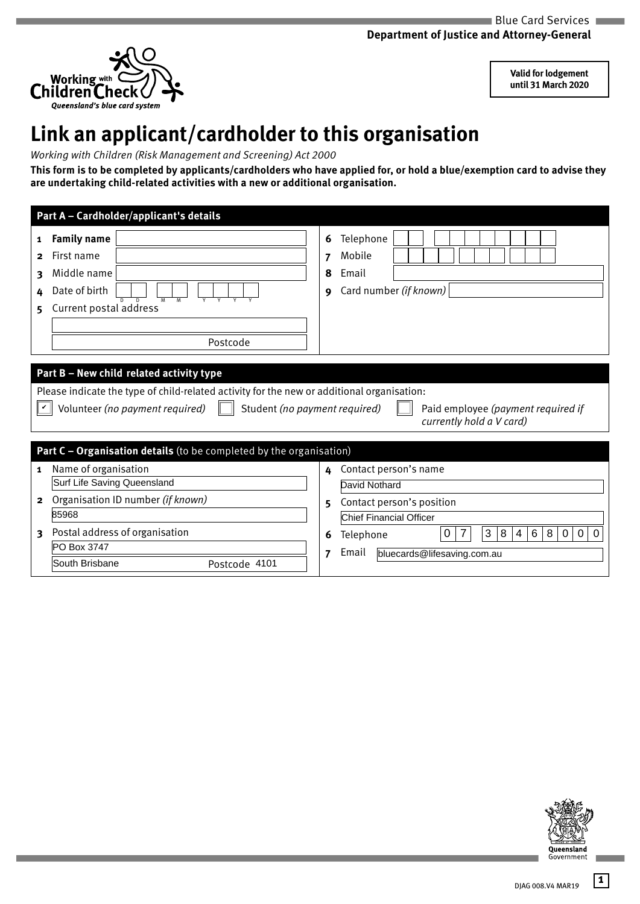Blue Card Services
**Department of Justice and Attorney-General**

Working with Children Check
*Queensland's blue card system*

**Valid for lodgement until 31 March 2020**

# Link an applicant/cardholder to this organisation

*Working with Children (Risk Management and Screening) Act 2000*

**This form is to be completed by applicants/cardholders who have applied for, or hold a blue/exemption card to advise they are undertaking child-related activities with a new or additional organisation.**

## Part A – Cardholder/applicant's details

1. **Family name**
2. First name
3. Middle name
4. Date of birth DD MM YYYY
5. Current postal address
   Postcode
6. Telephone
7. Mobile
8. Email
9. Card number *(if known)*

## Part B – New child related activity type

Please indicate the type of child-related activity for the new or additional organisation:

- [x] Volunteer *(no payment required)*
- [ ] Student *(no payment required)*
- [ ] Paid employee *(payment required if currently hold a V card)*

## Part C – Organisation details (to be completed by the organisation)

1. Name of organisation: Surf Life Saving Queensland
2. Organisation ID number *(if known)*: 85968
3. Postal address of organisation: PO Box 3747
   South Brisbane Postcode 4101
4. Contact person's name: David Nothard
5. Contact person's position: Chief Financial Officer
6. Telephone: 07 3846 8000
7. Email: bluecards@lifesaving.com.au

Queensland Government

DJAG 008.V4 MAR19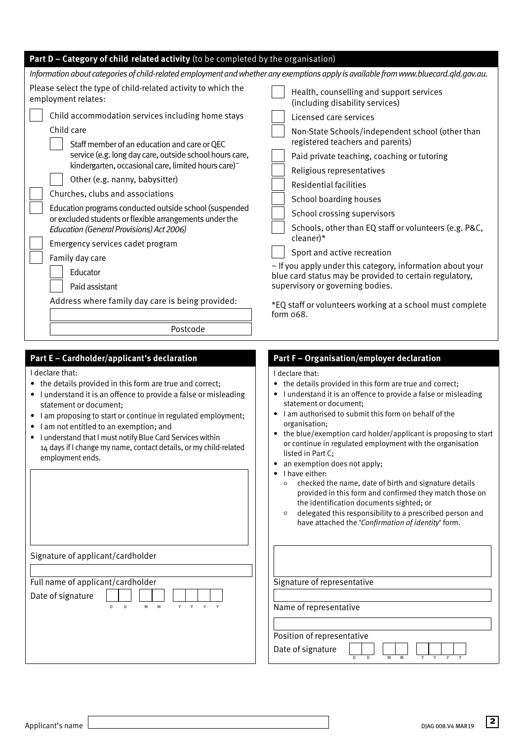## Part D – Category of child related activity (to be completed by the organisation)

*Information about categories of child-related employment and whether any exemptions apply is available from www.bluecard.qld.gov.au.*

Please select the type of child-related activity to which the employment relates:

- ☐ Child accommodation services including home stays
- Child care
  - ☐ Staff member of an education and care or QEC service (e.g. long day care, outside school hours care, kindergarten, occasional care, limited hours care)~
  - ☐ Other (e.g. nanny, babysitter)
- ☐ Churches, clubs and associations
- ☐ Education programs conducted outside school (suspended or excluded students or flexible arrangements under the *Education (General Provisions) Act 2006)*
- ☐ Emergency services cadet program
- ☐ Family day care
  - ☐ Educator
  - ☐ Paid assistant

  Address where family day care is being provided:

  Postcode
- ☐ Health, counselling and support services (including disability services)
- ☐ Licensed care services
- ☐ Non-State Schools/independent school (other than registered teachers and parents)
- ☐ Paid private teaching, coaching or tutoring
- ☐ Religious representatives
- ☐ Residential facilities
- ☐ School boarding houses
- ☐ School crossing supervisors
- ☐ Schools, other than EQ staff or volunteers (e.g. P&C, cleaner)*
- ☐ Sport and active recreation

~ If you apply under this category, information about your blue card status may be provided to certain regulatory, supervisory or governing bodies.

*EQ staff or volunteers working at a school must complete form 068.

## Part E – Cardholder/applicant's declaration

I declare that:

- the details provided in this form are true and correct;
- I understand it is an offence to provide a false or misleading statement or document;
- I am proposing to start or continue in regulated employment;
- I am not entitled to an exemption; and
- I understand that I must notify Blue Card Services within 14 days if I change my name, contact details, or my child-related employment ends.

Signature of applicant/cardholder

Full name of applicant/cardholder

Date of signature D D / M M / Y Y Y Y

## Part F – Organisation/employer declaration

I declare that:

- the details provided in this form are true and correct;
- I understand it is an offence to provide a false or misleading statement or document;
- I am authorised to submit this form on behalf of the organisation;
- the blue/exemption card holder/applicant is proposing to start or continue in regulated employment with the organisation listed in Part C;
- an exemption does not apply;
- I have either:
  - checked the name, date of birth and signature details provided in this form and confirmed they match those on the identification documents sighted; or
  - delegated this responsibility to a prescribed person and have attached the '*Confirmation of identity*' form.

Signature of representative

Name of representative

Position of representative

Date of signature D D / M M / Y Y Y Y

Applicant's name

DJAG 008.V4 MAR19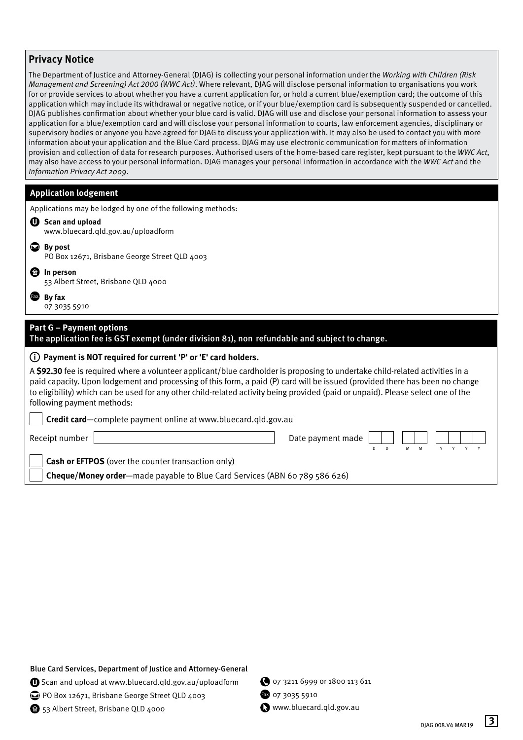## Privacy Notice

The Department of Justice and Attorney-General (DJAG) is collecting your personal information under the *Working with Children (Risk Management and Screening) Act 2000 (WWC Act)*. Where relevant, DJAG will disclose personal information to organisations you work for or provide services to about whether you have a current application for, or hold a current blue/exemption card; the outcome of this application which may include its withdrawal or negative notice, or if your blue/exemption card is subsequently suspended or cancelled. DJAG publishes confirmation about whether your blue card is valid. DJAG will use and disclose your personal information to assess your application for a blue/exemption card and will disclose your personal information to courts, law enforcement agencies, disciplinary or supervisory bodies or anyone you have agreed for DJAG to discuss your application with. It may also be used to contact you with more information about your application and the Blue Card process. DJAG may use electronic communication for matters of information provision and collection of data for research purposes. Authorised users of the home-based care register, kept pursuant to the *WWC Act*, may also have access to your personal information. DJAG manages your personal information in accordance with the *WWC Act* and the *Information Privacy Act 2009*.

## Application lodgement

Applications may be lodged by one of the following methods:

- **Scan and upload**
  www.bluecard.qld.gov.au/uploadform
- **By post**
  PO Box 12671, Brisbane George Street QLD 4003
- **In person**
  53 Albert Street, Brisbane QLD 4000
- **By fax**
  07 3035 5910

## Part G – Payment options

The application fee is GST exempt (under division 81), non refundable and subject to change.

**Payment is NOT required for current 'P' or 'E' card holders.**

A **$92.30** fee is required where a volunteer applicant/blue cardholder is proposing to undertake child-related activities in a paid capacity. Upon lodgement and processing of this form, a paid (P) card will be issued (provided there has been no change to eligibility) which can be used for any other child-related activity being provided (paid or unpaid). Please select one of the following payment methods:

- ☐ **Credit card**—complete payment online at www.bluecard.qld.gov.au

  Receipt number ____________________ Date payment made __ __ / __ __ / __ __ __ __ (D D M M Y Y Y Y)

- ☐ **Cash or EFTPOS** (over the counter transaction only)
- ☐ **Cheque/Money order**—made payable to Blue Card Services (ABN 60 789 586 626)

Blue Card Services, Department of Justice and Attorney-General

Scan and upload at www.bluecard.qld.gov.au/uploadform
PO Box 12671, Brisbane George Street QLD 4003
53 Albert Street, Brisbane QLD 4000
07 3211 6999 or 1800 113 611
Fax 07 3035 5910
www.bluecard.qld.gov.au

DJAG 008.V4 MAR19